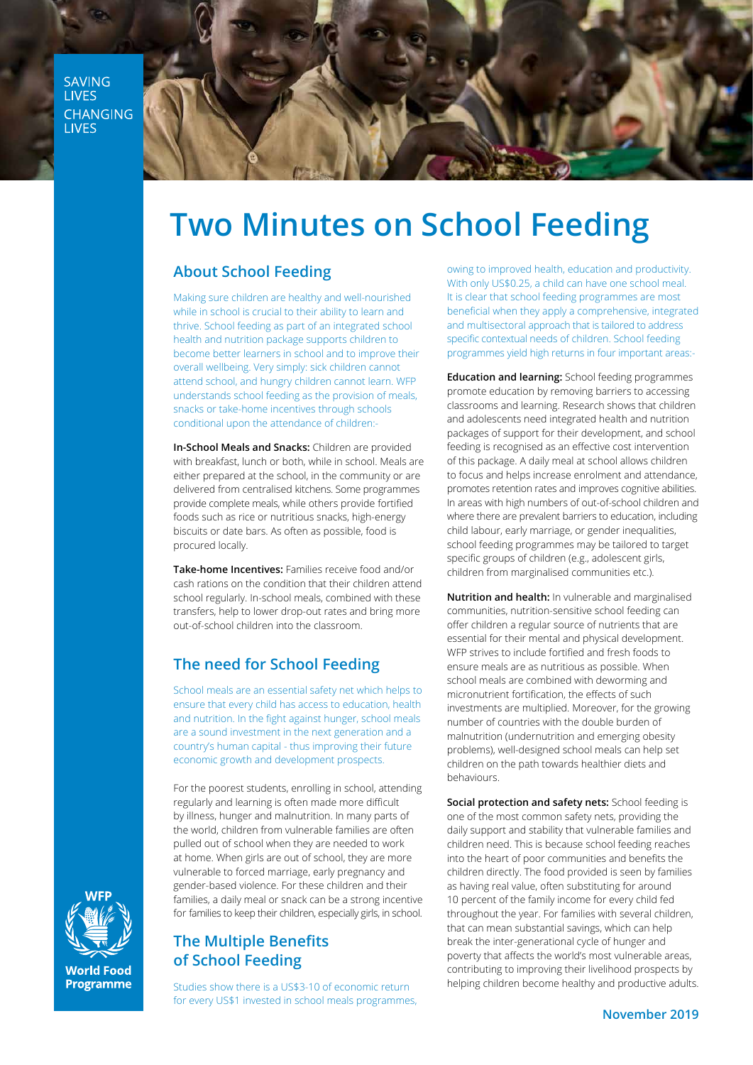SAVING LIVES CHANGING LIVES

# Two Minutes on School Feeding

## About School Feeding

Making sure children are healthy and well-nourished while in school is crucial to their ability to learn and thrive. School feeding as part of an integrated school health and nutrition package supports children to become better learners in school and to improve their overall wellbeing. Very simply: sick children cannot attend school, and hungry children cannot learn. WFP understands school feeding as the provision of meals, snacks or take-home incentives through schools conditional upon the attendance of children:-

**In-School Meals and Snacks:** Children are provided with breakfast, lunch or both, while in school. Meals are either prepared at the school, in the community or are delivered from centralised kitchens. Some programmes provide complete meals, while others provide fortified foods such as rice or nutritious snacks, high-energy biscuits or date bars. As often as possible, food is procured locally.

**Take-home Incentives:** Families receive food and/or cash rations on the condition that their children attend school regularly. In-school meals, combined with these transfers, help to lower drop-out rates and bring more out-of-school children into the classroom.

## The need for School Feeding

School meals are an essential safety net which helps to ensure that every child has access to education, health and nutrition. In the fight against hunger, school meals are a sound investment in the next generation and a country's human capital - thus improving their future economic growth and development prospects.

For the poorest students, enrolling in school, attending regularly and learning is often made more difficult by illness, hunger and malnutrition. In many parts of the world, children from vulnerable families are often pulled out of school when they are needed to work at home. When girls are out of school, they are more vulnerable to forced marriage, early pregnancy and gender-based violence. For these children and their families, a daily meal or snack can be a strong incentive for families to keep their children, especially girls, in school.

## The Multiple Benefits of School Feeding

Studies show there is a US$3-10 of economic return for every US$1 invested in school meals programmes, owing to improved health, education and productivity. With only US$0.25, a child can have one school meal. It is clear that school feeding programmes are most beneficial when they apply a comprehensive, integrated and multisectoral approach that is tailored to address specific contextual needs of children. School feeding programmes yield high returns in four important areas:-

**Education and learning:** School feeding programmes promote education by removing barriers to accessing classrooms and learning. Research shows that children and adolescents need integrated health and nutrition packages of support for their development, and school feeding is recognised as an effective cost intervention of this package. A daily meal at school allows children to focus and helps increase enrolment and attendance, promotes retention rates and improves cognitive abilities. In areas with high numbers of out-of-school children and where there are prevalent barriers to education, including child labour, early marriage, or gender inequalities, school feeding programmes may be tailored to target specific groups of children (e.g., adolescent girls, children from marginalised communities etc.).

**Nutrition and health:** In vulnerable and marginalised communities, nutrition-sensitive school feeding can offer children a regular source of nutrients that are essential for their mental and physical development. WFP strives to include fortified and fresh foods to ensure meals are as nutritious as possible. When school meals are combined with deworming and micronutrient fortification, the effects of such investments are multiplied. Moreover, for the growing number of countries with the double burden of malnutrition (undernutrition and emerging obesity problems), well-designed school meals can help set children on the path towards healthier diets and behaviours.

**Social protection and safety nets:** School feeding is one of the most common safety nets, providing the daily support and stability that vulnerable families and children need. This is because school feeding reaches into the heart of poor communities and benefits the children directly. The food provided is seen by families as having real value, often substituting for around 10 percent of the family income for every child fed throughout the year. For families with several children, that can mean substantial savings, which can help break the inter-generational cycle of hunger and poverty that affects the world's most vulnerable areas, contributing to improving their livelihood prospects by helping children become healthy and productive adults.

WFP World Food Programme

November 2019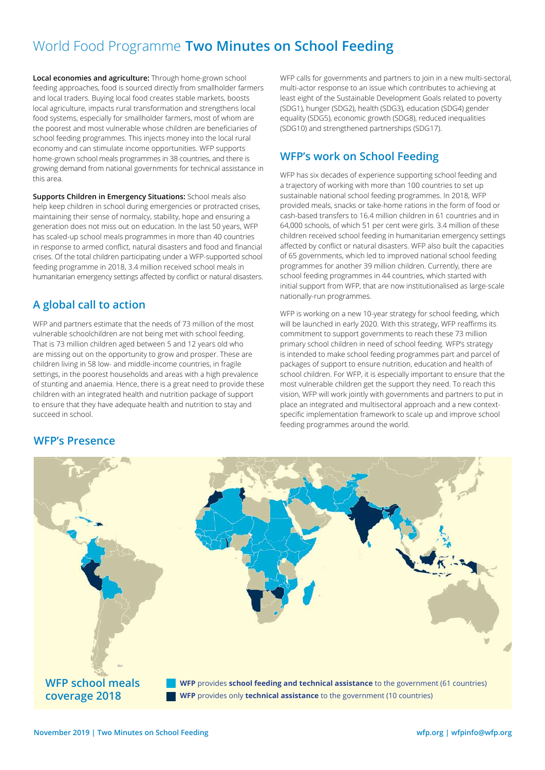# World Food Programme **Two Minutes on School Feeding**

**Local economies and agriculture:** Through home-grown school feeding approaches, food is sourced directly from smallholder farmers and local traders. Buying local food creates stable markets, boosts local agriculture, impacts rural transformation and strengthens local food systems, especially for smallholder farmers, most of whom are the poorest and most vulnerable whose children are beneficiaries of school feeding programmes. This injects money into the local rural economy and can stimulate income opportunities. WFP supports home-grown school meals programmes in 38 countries, and there is growing demand from national governments for technical assistance in this area.

**Supports Children in Emergency Situations:** School meals also help keep children in school during emergencies or protracted crises, maintaining their sense of normalcy, stability, hope and ensuring a generation does not miss out on education. In the last 50 years, WFP has scaled-up school meals programmes in more than 40 countries in response to armed conflict, natural disasters and food and financial crises. Of the total children participating under a WFP-supported school feeding programme in 2018, 3.4 million received school meals in humanitarian emergency settings affected by conflict or natural disasters.

## A global call to action

WFP and partners estimate that the needs of 73 million of the most vulnerable schoolchildren are not being met with school feeding. That is 73 million children aged between 5 and 12 years old who are missing out on the opportunity to grow and prosper. These are children living in 58 low- and middle-income countries, in fragile settings, in the poorest households and areas with a high prevalence of stunting and anaemia. Hence, there is a great need to provide these children with an integrated health and nutrition package of support to ensure that they have adequate health and nutrition to stay and succeed in school.

WFP calls for governments and partners to join in a new multi-sectoral, multi-actor response to an issue which contributes to achieving at least eight of the Sustainable Development Goals related to poverty (SDG1), hunger (SDG2), health (SDG3), education (SDG4) gender equality (SDG5), economic growth (SDG8), reduced inequalities (SDG10) and strengthened partnerships (SDG17).

## WFP's work on School Feeding

WFP has six decades of experience supporting school feeding and a trajectory of working with more than 100 countries to set up sustainable national school feeding programmes. In 2018, WFP provided meals, snacks or take-home rations in the form of food or cash-based transfers to 16.4 million children in 61 countries and in 64,000 schools, of which 51 per cent were girls. 3.4 million of these children received school feeding in humanitarian emergency settings affected by conflict or natural disasters. WFP also built the capacities of 65 governments, which led to improved national school feeding programmes for another 39 million children. Currently, there are school feeding programmes in 44 countries, which started with initial support from WFP, that are now institutionalised as large-scale nationally-run programmes.

WFP is working on a new 10-year strategy for school feeding, which will be launched in early 2020. With this strategy, WFP reaffirms its commitment to support governments to reach these 73 million primary school children in need of school feeding. WFP's strategy is intended to make school feeding programmes part and parcel of packages of support to ensure nutrition, education and health of school children. For WFP, it is especially important to ensure that the most vulnerable children get the support they need. To reach this vision, WFP will work jointly with governments and partners to put in place an integrated and multisectoral approach and a new context-specific implementation framework to scale up and improve school feeding programmes around the world.

## WFP's Presence

WFP school meals coverage 2018

**WFP** provides **school feeding and technical assistance** to the government (61 countries)

**WFP** provides only **technical assistance** to the government (10 countries)